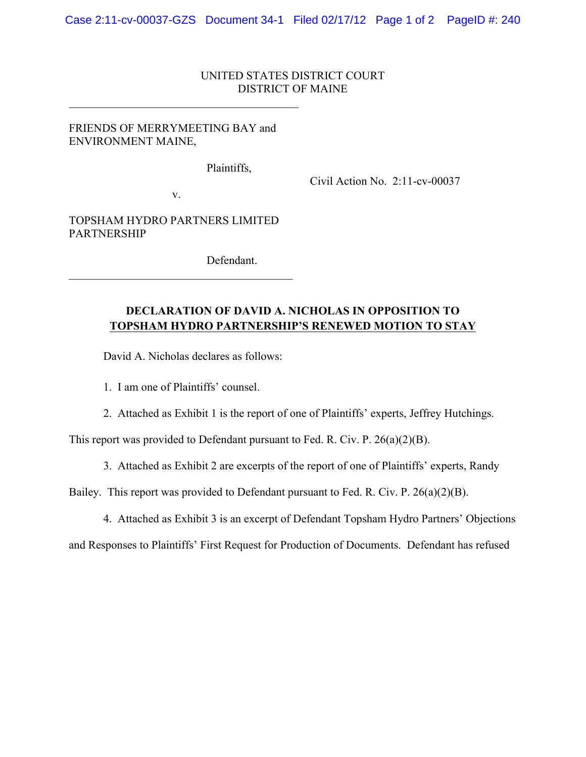UNITED STATES DISTRICT COURT
DISTRICT OF MAINE

FRIENDS OF MERRYMEETING BAY and ENVIRONMENT MAINE,

Plaintiffs,

v.

TOPSHAM HYDRO PARTNERS LIMITED PARTNERSHIP

Defendant.

Civil Action No. 2:11-cv-00037

**DECLARATION OF DAVID A. NICHOLAS IN OPPOSITION TO TOPSHAM HYDRO PARTNERSHIP'S RENEWED MOTION TO STAY**

David A. Nicholas declares as follows:

1. I am one of Plaintiffs' counsel.

2. Attached as Exhibit 1 is the report of one of Plaintiffs' experts, Jeffrey Hutchings. This report was provided to Defendant pursuant to Fed. R. Civ. P. 26(a)(2)(B).

3. Attached as Exhibit 2 are excerpts of the report of one of Plaintiffs' experts, Randy Bailey. This report was provided to Defendant pursuant to Fed. R. Civ. P. 26(a)(2)(B).

4. Attached as Exhibit 3 is an excerpt of Defendant Topsham Hydro Partners' Objections and Responses to Plaintiffs' First Request for Production of Documents. Defendant has refused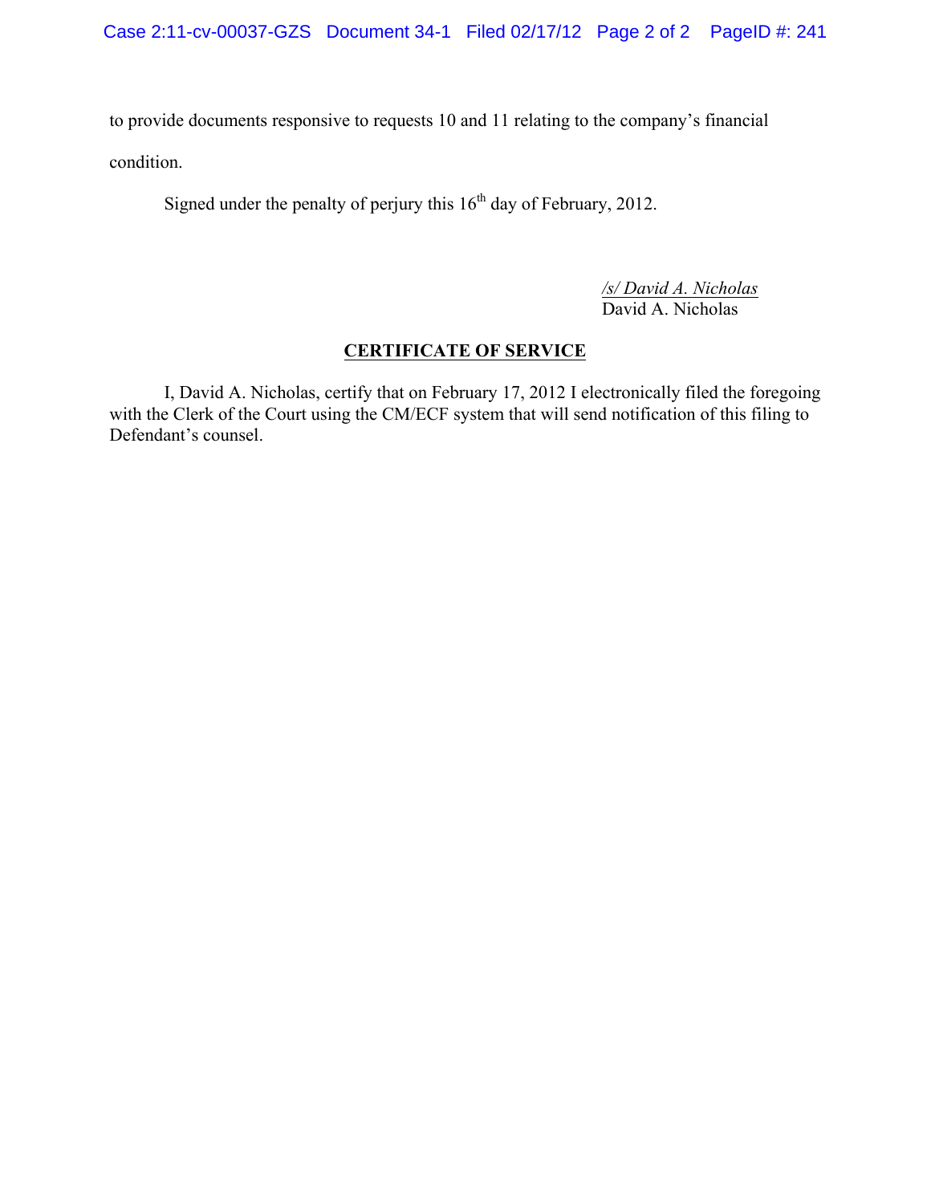to provide documents responsive to requests 10 and 11 relating to the company's financial condition.

Signed under the penalty of perjury this 16th day of February, 2012.

*/s/ David A. Nicholas*
David A. Nicholas

## CERTIFICATE OF SERVICE

I, David A. Nicholas, certify that on February 17, 2012 I electronically filed the foregoing with the Clerk of the Court using the CM/ECF system that will send notification of this filing to Defendant's counsel.